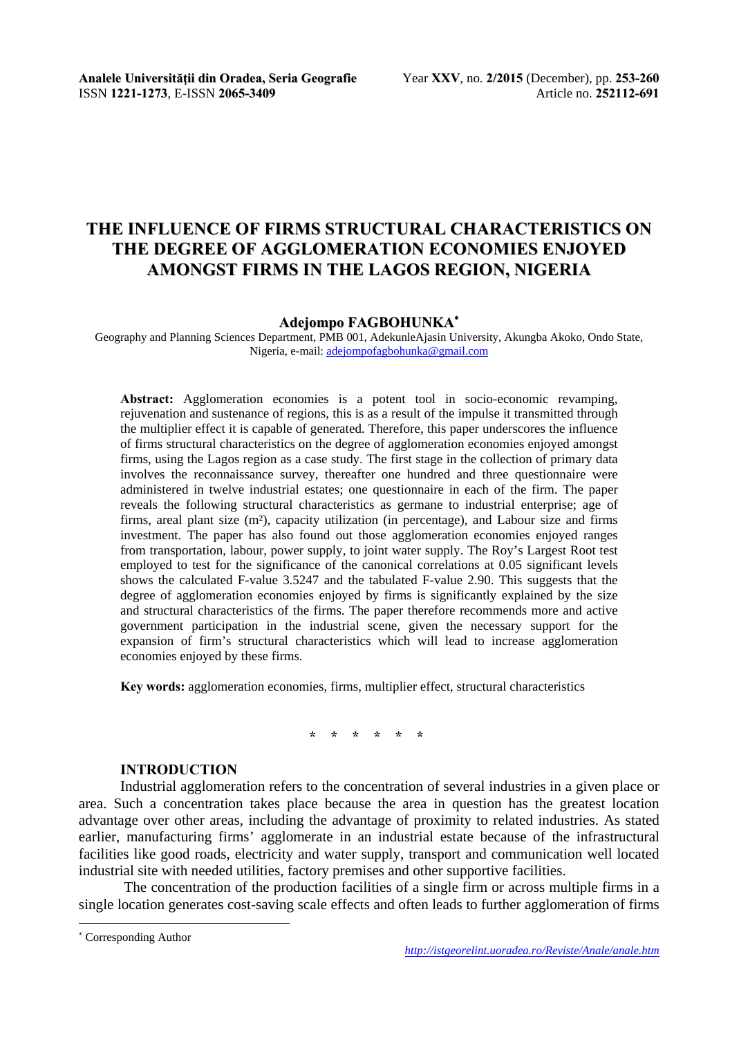# THE INFLUENCE OF FIRMS STRUCTURAL CHARACTERISTICS ON THE DEGREE OF AGGLOMERATION ECONOMIES ENJOYED AMONGST FIRMS IN THE LAGOS REGION, NIGERIA

**Adejompo FAGBOHUNKA***

Geography and Planning Sciences Department, PMB 001, AdekunleAjasin University, Akungba Akoko, Ondo State, Nigeria, e-mail: adejompofagbohunka@gmail.com

**Abstract:** Agglomeration economies is a potent tool in socio-economic revamping, rejuvenation and sustenance of regions, this is as a result of the impulse it transmitted through the multiplier effect it is capable of generated. Therefore, this paper underscores the influence of firms structural characteristics on the degree of agglomeration economies enjoyed amongst firms, using the Lagos region as a case study. The first stage in the collection of primary data involves the reconnaissance survey, thereafter one hundred and three questionnaire were administered in twelve industrial estates; one questionnaire in each of the firm. The paper reveals the following structural characteristics as germane to industrial enterprise; age of firms, areal plant size (m²), capacity utilization (in percentage), and Labour size and firms investment. The paper has also found out those agglomeration economies enjoyed ranges from transportation, labour, power supply, to joint water supply. The Roy's Largest Root test employed to test for the significance of the canonical correlations at 0.05 significant levels shows the calculated F-value 3.5247 and the tabulated F-value 2.90. This suggests that the degree of agglomeration economies enjoyed by firms is significantly explained by the size and structural characteristics of the firms. The paper therefore recommends more and active government participation in the industrial scene, given the necessary support for the expansion of firm's structural characteristics which will lead to increase agglomeration economies enjoyed by these firms.

**Key words:** agglomeration economies, firms, multiplier effect, structural characteristics

\* \* \* \* \* \*

## INTRODUCTION

Industrial agglomeration refers to the concentration of several industries in a given place or area. Such a concentration takes place because the area in question has the greatest location advantage over other areas, including the advantage of proximity to related industries. As stated earlier, manufacturing firms' agglomerate in an industrial estate because of the infrastructural facilities like good roads, electricity and water supply, transport and communication well located industrial site with needed utilities, factory premises and other supportive facilities.

The concentration of the production facilities of a single firm or across multiple firms in a single location generates cost-saving scale effects and often leads to further agglomeration of firms

\* Corresponding Author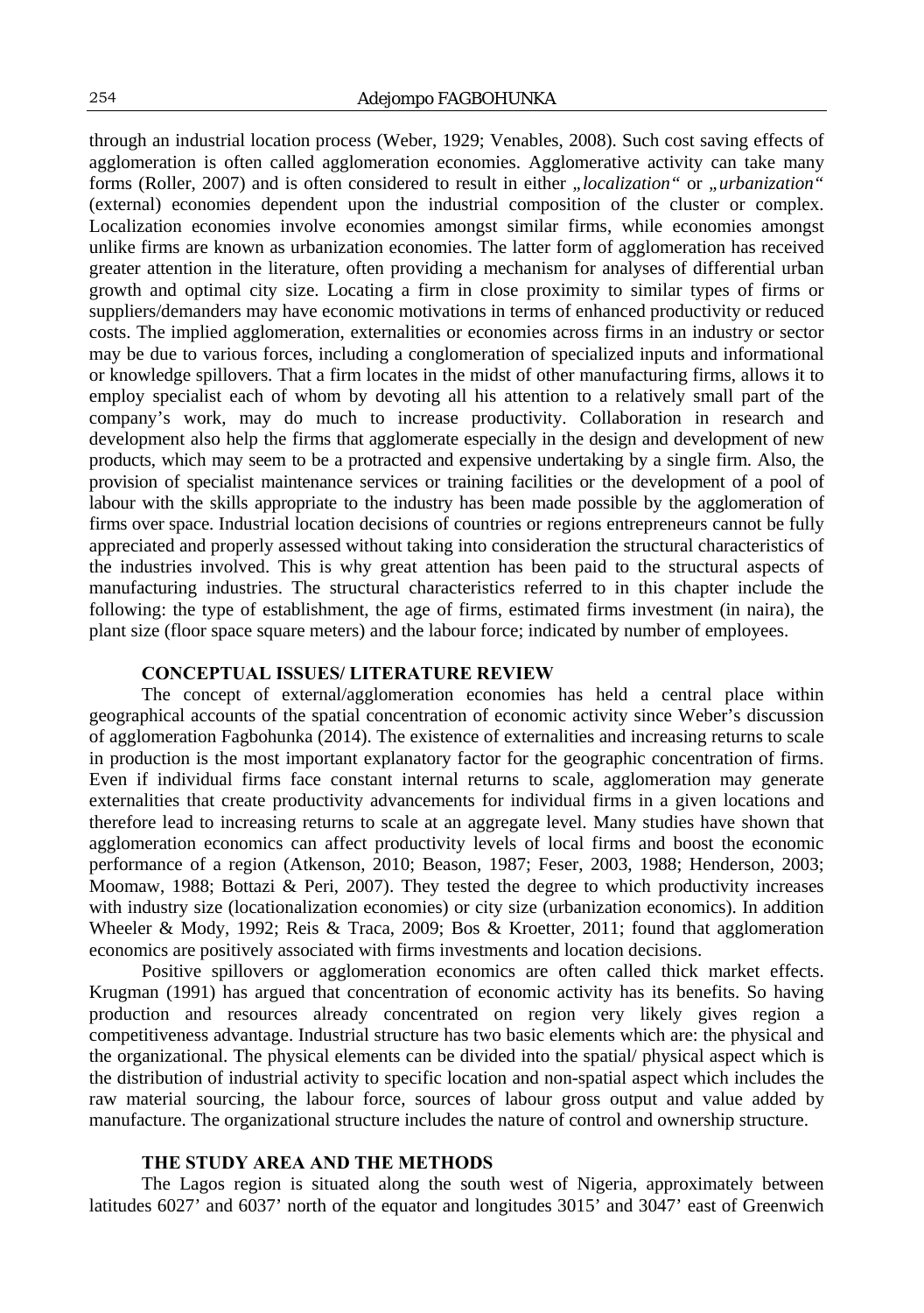through an industrial location process (Weber, 1929; Venables, 2008). Such cost saving effects of agglomeration is often called agglomeration economies. Agglomerative activity can take many forms (Roller, 2007) and is often considered to result in either *„localization"* or *„urbanization"* (external) economies dependent upon the industrial composition of the cluster or complex. Localization economies involve economies amongst similar firms, while economies amongst unlike firms are known as urbanization economies. The latter form of agglomeration has received greater attention in the literature, often providing a mechanism for analyses of differential urban growth and optimal city size. Locating a firm in close proximity to similar types of firms or suppliers/demanders may have economic motivations in terms of enhanced productivity or reduced costs. The implied agglomeration, externalities or economies across firms in an industry or sector may be due to various forces, including a conglomeration of specialized inputs and informational or knowledge spillovers. That a firm locates in the midst of other manufacturing firms, allows it to employ specialist each of whom by devoting all his attention to a relatively small part of the company's work, may do much to increase productivity. Collaboration in research and development also help the firms that agglomerate especially in the design and development of new products, which may seem to be a protracted and expensive undertaking by a single firm. Also, the provision of specialist maintenance services or training facilities or the development of a pool of labour with the skills appropriate to the industry has been made possible by the agglomeration of firms over space. Industrial location decisions of countries or regions entrepreneurs cannot be fully appreciated and properly assessed without taking into consideration the structural characteristics of the industries involved. This is why great attention has been paid to the structural aspects of manufacturing industries. The structural characteristics referred to in this chapter include the following: the type of establishment, the age of firms, estimated firms investment (in naira), the plant size (floor space square meters) and the labour force; indicated by number of employees.

## CONCEPTUAL ISSUES/ LITERATURE REVIEW

The concept of external/agglomeration economies has held a central place within geographical accounts of the spatial concentration of economic activity since Weber's discussion of agglomeration Fagbohunka (2014). The existence of externalities and increasing returns to scale in production is the most important explanatory factor for the geographic concentration of firms. Even if individual firms face constant internal returns to scale, agglomeration may generate externalities that create productivity advancements for individual firms in a given locations and therefore lead to increasing returns to scale at an aggregate level. Many studies have shown that agglomeration economics can affect productivity levels of local firms and boost the economic performance of a region (Atkenson, 2010; Beason, 1987; Feser, 2003, 1988; Henderson, 2003; Moomaw, 1988; Bottazi & Peri, 2007). They tested the degree to which productivity increases with industry size (locationalization economies) or city size (urbanization economics). In addition Wheeler & Mody, 1992; Reis & Traca, 2009; Bos & Kroetter, 2011; found that agglomeration economics are positively associated with firms investments and location decisions.

Positive spillovers or agglomeration economics are often called thick market effects. Krugman (1991) has argued that concentration of economic activity has its benefits. So having production and resources already concentrated on region very likely gives region a competitiveness advantage. Industrial structure has two basic elements which are: the physical and the organizational. The physical elements can be divided into the spatial/ physical aspect which is the distribution of industrial activity to specific location and non-spatial aspect which includes the raw material sourcing, the labour force, sources of labour gross output and value added by manufacture. The organizational structure includes the nature of control and ownership structure.

## THE STUDY AREA AND THE METHODS

The Lagos region is situated along the south west of Nigeria, approximately between latitudes 6027' and 6037' north of the equator and longitudes 3015' and 3047' east of Greenwich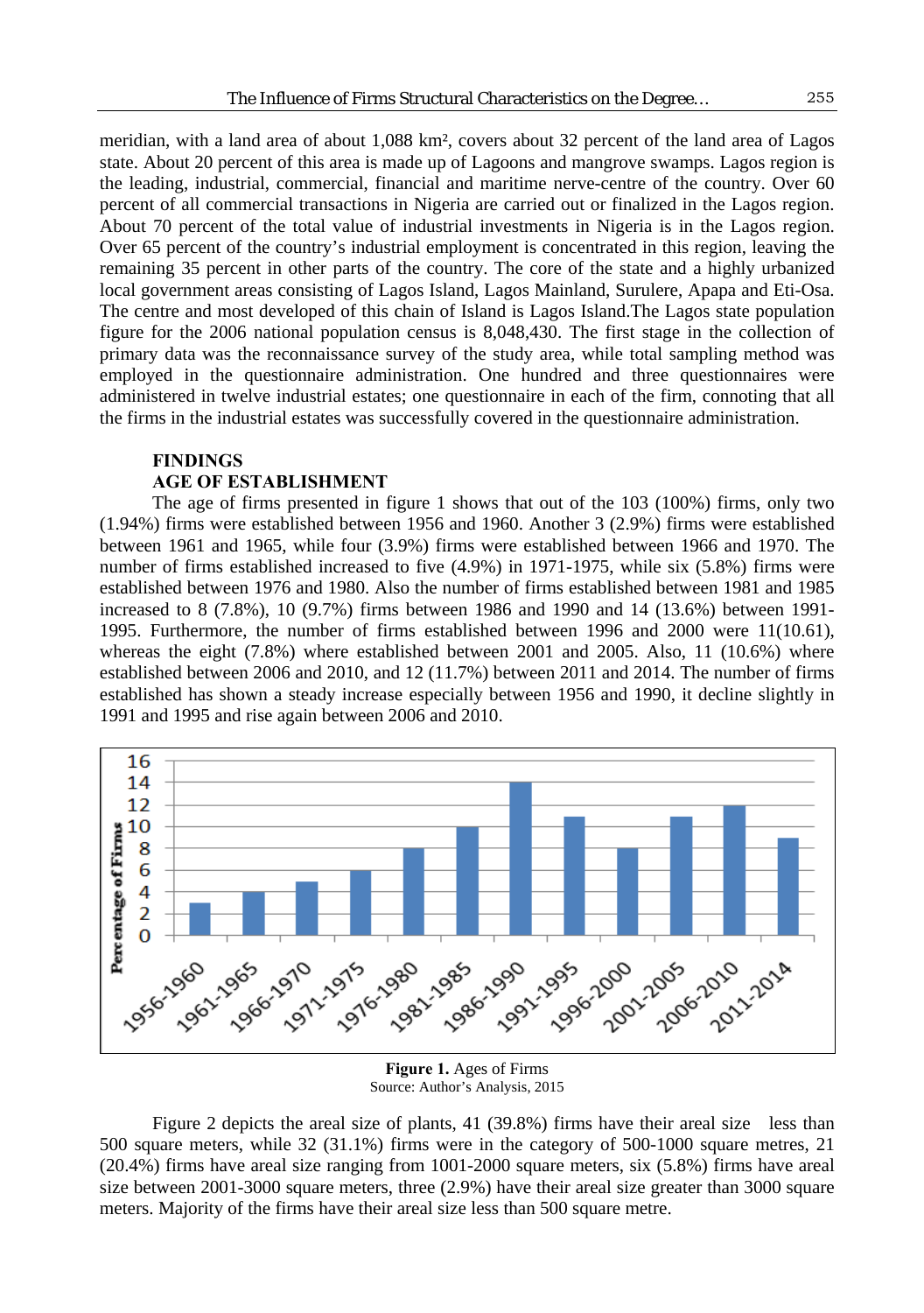meridian, with a land area of about 1,088 km², covers about 32 percent of the land area of Lagos state. About 20 percent of this area is made up of Lagoons and mangrove swamps. Lagos region is the leading, industrial, commercial, financial and maritime nerve-centre of the country. Over 60 percent of all commercial transactions in Nigeria are carried out or finalized in the Lagos region. About 70 percent of the total value of industrial investments in Nigeria is in the Lagos region. Over 65 percent of the country's industrial employment is concentrated in this region, leaving the remaining 35 percent in other parts of the country. The core of the state and a highly urbanized local government areas consisting of Lagos Island, Lagos Mainland, Surulere, Apapa and Eti-Osa. The centre and most developed of this chain of Island is Lagos Island.The Lagos state population figure for the 2006 national population census is 8,048,430. The first stage in the collection of primary data was the reconnaissance survey of the study area, while total sampling method was employed in the questionnaire administration. One hundred and three questionnaires were administered in twelve industrial estates; one questionnaire in each of the firm, connoting that all the firms in the industrial estates was successfully covered in the questionnaire administration.

## FINDINGS

### AGE OF ESTABLISHMENT

The age of firms presented in figure 1 shows that out of the 103 (100%) firms, only two (1.94%) firms were established between 1956 and 1960. Another 3 (2.9%) firms were established between 1961 and 1965, while four (3.9%) firms were established between 1966 and 1970. The number of firms established increased to five (4.9%) in 1971-1975, while six (5.8%) firms were established between 1976 and 1980. Also the number of firms established between 1981 and 1985 increased to 8 (7.8%), 10 (9.7%) firms between 1986 and 1990 and 14 (13.6%) between 1991-1995. Furthermore, the number of firms established between 1996 and 2000 were 11(10.61), whereas the eight (7.8%) where established between 2001 and 2005. Also, 11 (10.6%) where established between 2006 and 2010, and 12 (11.7%) between 2011 and 2014. The number of firms established has shown a steady increase especially between 1956 and 1990, it decline slightly in 1991 and 1995 and rise again between 2006 and 2010.

| Period | Percentage of Firms |
|---|---|
| 1956-1960 | 3 |
| 1961-1965 | 4 |
| 1966-1970 | 5 |
| 1971-1975 | 6 |
| 1976-1980 | 8 |
| 1981-1985 | 10 |
| 1986-1990 | 14 |
| 1991-1995 | 11 |
| 1996-2000 | 8 |
| 2001-2005 | 11 |
| 2006-2010 | 12 |
| 2011-2014 | 9 |

**Figure 1.** Ages of Firms
Source: Author's Analysis, 2015

Figure 2 depicts the areal size of plants, 41 (39.8%) firms have their areal size less than 500 square meters, while 32 (31.1%) firms were in the category of 500-1000 square metres, 21 (20.4%) firms have areal size ranging from 1001-2000 square meters, six (5.8%) firms have areal size between 2001-3000 square meters, three (2.9%) have their areal size greater than 3000 square meters. Majority of the firms have their areal size less than 500 square metre.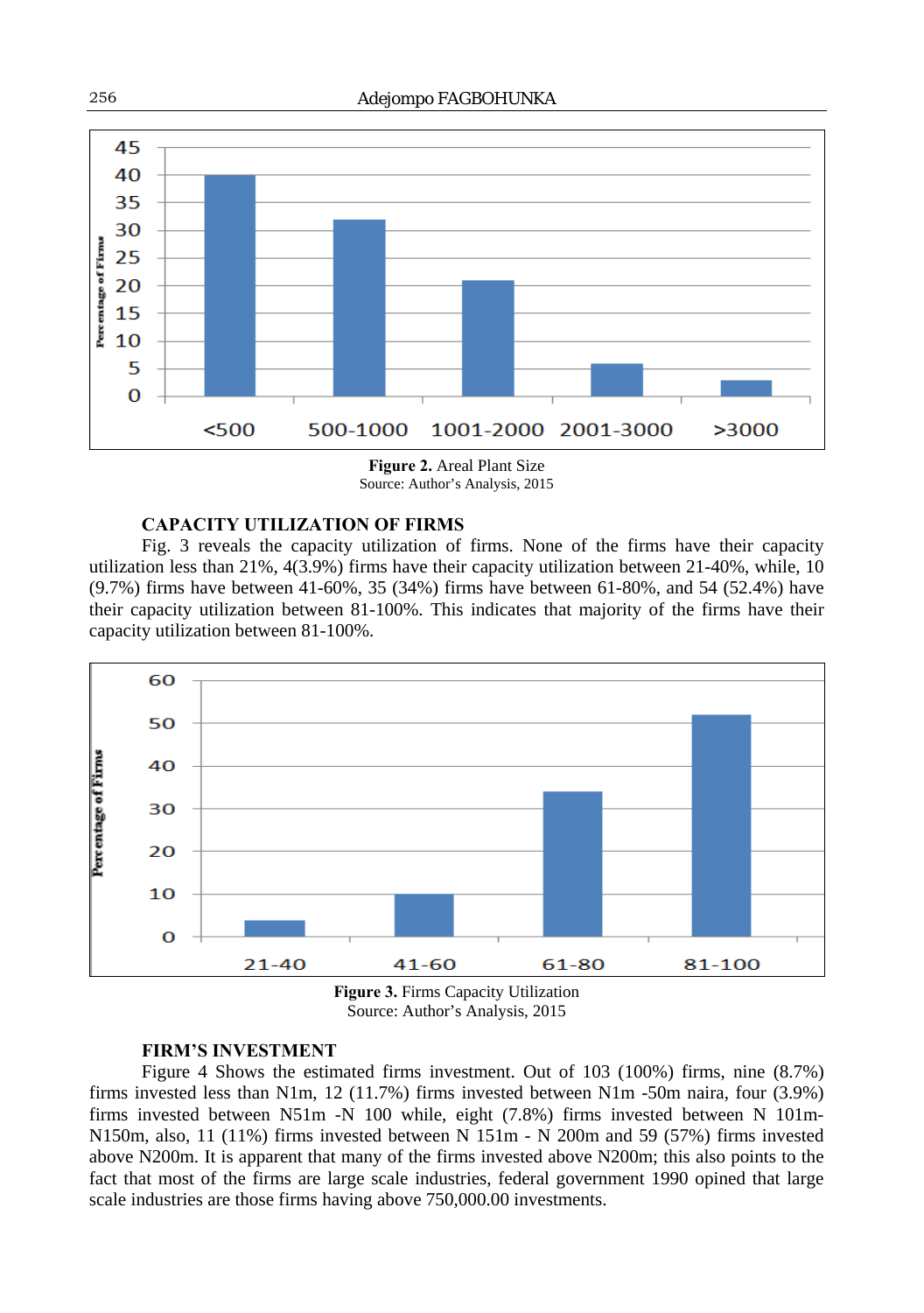**Figure 2.** Areal Plant Size
Source: Author's Analysis, 2015

### CAPACITY UTILIZATION OF FIRMS

Fig. 3 reveals the capacity utilization of firms. None of the firms have their capacity utilization less than 21%, 4(3.9%) firms have their capacity utilization between 21-40%, while, 10 (9.7%) firms have between 41-60%, 35 (34%) firms have between 61-80%, and 54 (52.4%) have their capacity utilization between 81-100%. This indicates that majority of the firms have their capacity utilization between 81-100%.

**Figure 3.** Firms Capacity Utilization
Source: Author's Analysis, 2015

### FIRM'S INVESTMENT

Figure 4 Shows the estimated firms investment. Out of 103 (100%) firms, nine (8.7%) firms invested less than N1m, 12 (11.7%) firms invested between N1m -50m naira, four (3.9%) firms invested between N51m -N 100 while, eight (7.8%) firms invested between N 101m-N150m, also, 11 (11%) firms invested between N 151m - N 200m and 59 (57%) firms invested above N200m. It is apparent that many of the firms invested above N200m; this also points to the fact that most of the firms are large scale industries, federal government 1990 opined that large scale industries are those firms having above 750,000.00 investments.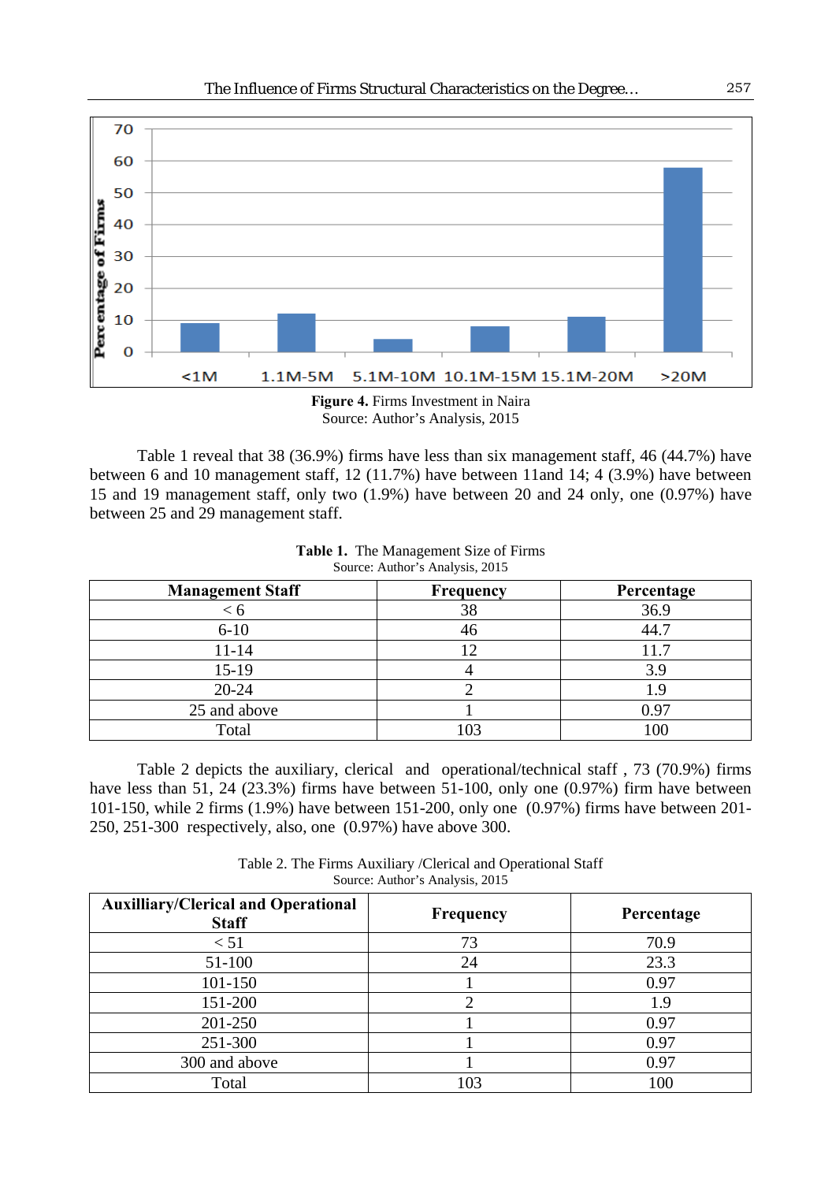**Figure 4.** Firms Investment in Naira
Source: Author's Analysis, 2015

Table 1 reveal that 38 (36.9%) firms have less than six management staff, 46 (44.7%) have between 6 and 10 management staff, 12 (11.7%) have between 11and 14; 4 (3.9%) have between 15 and 19 management staff, only two (1.9%) have between 20 and 24 only, one (0.97%) have between 25 and 29 management staff.

**Table 1.** The Management Size of Firms
Source: Author's Analysis, 2015

| Management Staff | Frequency | Percentage |
|---|---|---|
| < 6 | 38 | 36.9 |
| 6-10 | 46 | 44.7 |
| 11-14 | 12 | 11.7 |
| 15-19 | 4 | 3.9 |
| 20-24 | 2 | 1.9 |
| 25 and above | 1 | 0.97 |
| Total | 103 | 100 |

Table 2 depicts the auxiliary, clerical and operational/technical staff , 73 (70.9%) firms have less than 51, 24 (23.3%) firms have between 51-100, only one (0.97%) firm have between 101-150, while 2 firms (1.9%) have between 151-200, only one (0.97%) firms have between 201-250, 251-300 respectively, also, one (0.97%) have above 300.

Table 2. The Firms Auxiliary /Clerical and Operational Staff
Source: Author's Analysis, 2015

| Auxilliary/Clerical and Operational Staff | Frequency | Percentage |
|---|---|---|
| < 51 | 73 | 70.9 |
| 51-100 | 24 | 23.3 |
| 101-150 | 1 | 0.97 |
| 151-200 | 2 | 1.9 |
| 201-250 | 1 | 0.97 |
| 251-300 | 1 | 0.97 |
| 300 and above | 1 | 0.97 |
| Total | 103 | 100 |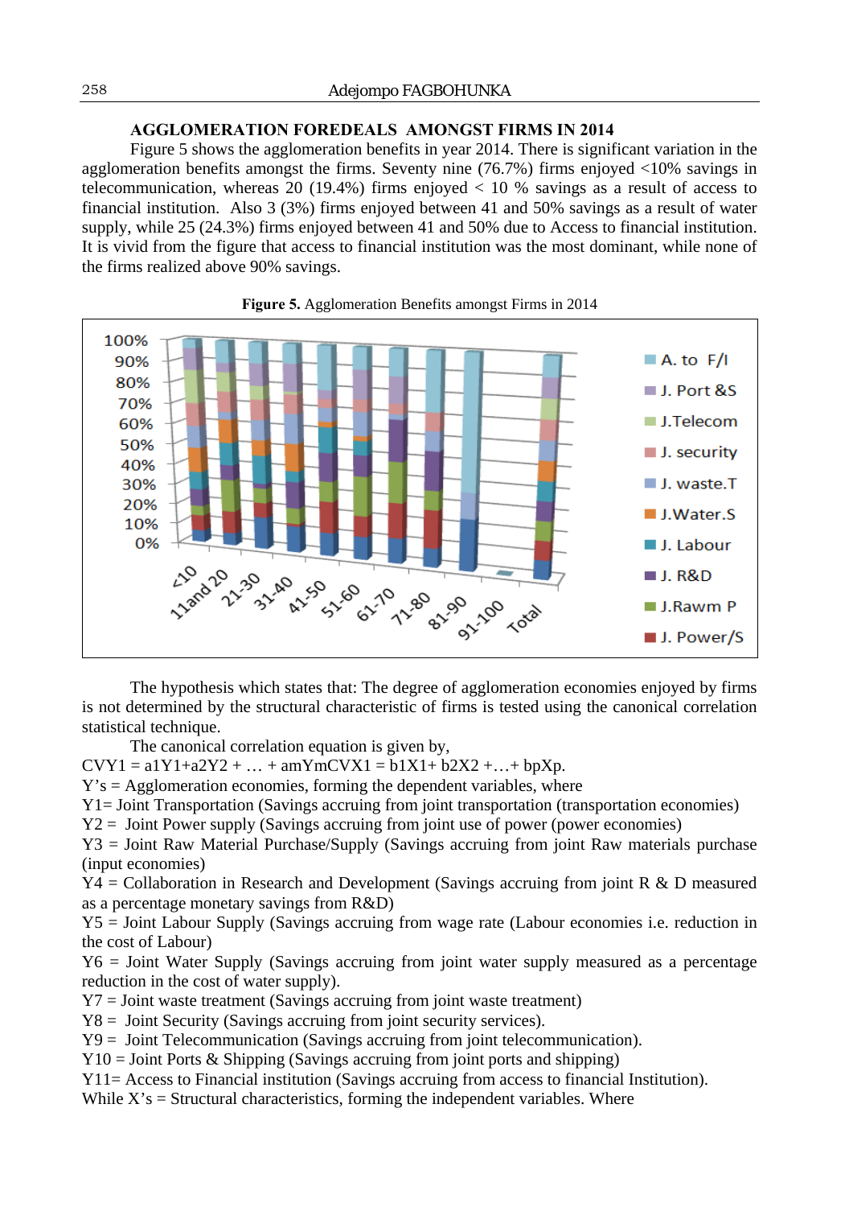## AGGLOMERATION FOREDEALS AMONGST FIRMS IN 2014

Figure 5 shows the agglomeration benefits in year 2014. There is significant variation in the agglomeration benefits amongst the firms. Seventy nine (76.7%) firms enjoyed <10% savings in telecommunication, whereas 20 (19.4%) firms enjoyed < 10 % savings as a result of access to financial institution. Also 3 (3%) firms enjoyed between 41 and 50% savings as a result of water supply, while 25 (24.3%) firms enjoyed between 41 and 50% due to Access to financial institution. It is vivid from the figure that access to financial institution was the most dominant, while none of the firms realized above 90% savings.

**Figure 5.** Agglomeration Benefits amongst Firms in 2014

The hypothesis which states that: The degree of agglomeration economies enjoyed by firms is not determined by the structural characteristic of firms is tested using the canonical correlation statistical technique.

The canonical correlation equation is given by,

$CVY1 = a1Y1+a2Y2 + \ldots + amYmCVX1 = b1X1+ b2X2 +\ldots+ bpXp$.

Y's = Agglomeration economies, forming the dependent variables, where

Y1= Joint Transportation (Savings accruing from joint transportation (transportation economies)

Y2 = Joint Power supply (Savings accruing from joint use of power (power economies)

Y3 = Joint Raw Material Purchase/Supply (Savings accruing from joint Raw materials purchase (input economies)

Y4 = Collaboration in Research and Development (Savings accruing from joint R & D measured as a percentage monetary savings from R&D)

Y5 = Joint Labour Supply (Savings accruing from wage rate (Labour economies i.e. reduction in the cost of Labour)

Y6 = Joint Water Supply (Savings accruing from joint water supply measured as a percentage reduction in the cost of water supply).

Y7 = Joint waste treatment (Savings accruing from joint waste treatment)

Y8 = Joint Security (Savings accruing from joint security services).

Y9 = Joint Telecommunication (Savings accruing from joint telecommunication).

Y10 = Joint Ports & Shipping (Savings accruing from joint ports and shipping)

Y11= Access to Financial institution (Savings accruing from access to financial Institution).

While X's = Structural characteristics, forming the independent variables. Where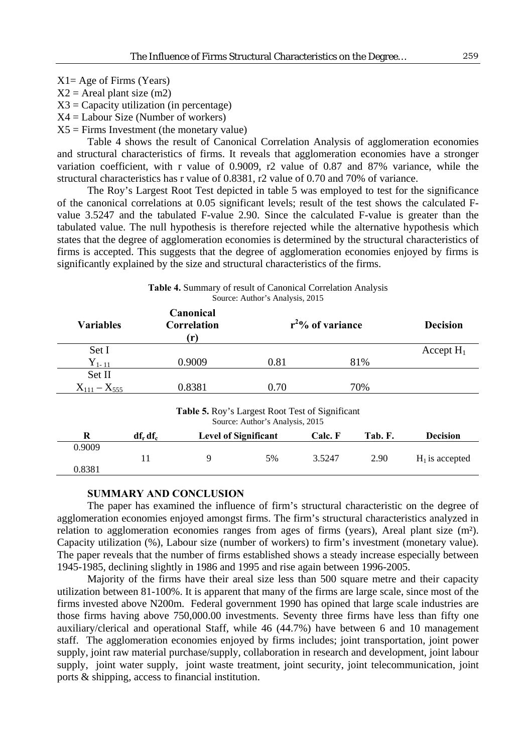X1= Age of Firms (Years)

X2 = Areal plant size (m2)

X3 = Capacity utilization (in percentage)

X4 = Labour Size (Number of workers)

X5 = Firms Investment (the monetary value)

Table 4 shows the result of Canonical Correlation Analysis of agglomeration economies and structural characteristics of firms. It reveals that agglomeration economies have a stronger variation coefficient, with r value of 0.9009, r2 value of 0.87 and 87% variance, while the structural characteristics has r value of 0.8381, r2 value of 0.70 and 70% of variance.

The Roy's Largest Root Test depicted in table 5 was employed to test for the significance of the canonical correlations at 0.05 significant levels; result of the test shows the calculated F-value 3.5247 and the tabulated F-value 2.90. Since the calculated F-value is greater than the tabulated value. The null hypothesis is therefore rejected while the alternative hypothesis which states that the degree of agglomeration economies is determined by the structural characteristics of firms is accepted. This suggests that the degree of agglomeration economies enjoyed by firms is significantly explained by the size and structural characteristics of the firms.

**Table 4.** Summary of result of Canonical Correlation Analysis

Source: Author's Analysis, 2015

| Variables | Canonical Correlation (r) | $r^2$% of variance | | Decision |
|---|---|---|---|---|
| Set I | | | | Accept $H_1$ |
| $Y_{1-11}$ | 0.9009 | 0.81 | 81% | |
| Set II | | | | |
| $X_{111} - X_{555}$ | 0.8381 | 0.70 | 70% | |

**Table 5.** Roy's Largest Root Test of Significant

Source: Author's Analysis, 2015

| R | $df_r$ | $df_c$ | Level of Significant | Calc. F | Tab. F. | Decision |
|---|---|---|---|---|---|---|
| 0.9009 | | | | | | |
| | 11 | 9 | 5% | 3.5247 | 2.90 | $H_1$ is accepted |
| 0.8381 | | | | | | |

**SUMMARY AND CONCLUSION**

The paper has examined the influence of firm's structural characteristic on the degree of agglomeration economies enjoyed amongst firms. The firm's structural characteristics analyzed in relation to agglomeration economies ranges from ages of firms (years), Areal plant size (m²). Capacity utilization (%), Labour size (number of workers) to firm's investment (monetary value). The paper reveals that the number of firms established shows a steady increase especially between 1945-1985, declining slightly in 1986 and 1995 and rise again between 1996-2005.

Majority of the firms have their areal size less than 500 square metre and their capacity utilization between 81-100%. It is apparent that many of the firms are large scale, since most of the firms invested above N200m. Federal government 1990 has opined that large scale industries are those firms having above 750,000.00 investments. Seventy three firms have less than fifty one auxiliary/clerical and operational Staff, while 46 (44.7%) have between 6 and 10 management staff. The agglomeration economies enjoyed by firms includes; joint transportation, joint power supply, joint raw material purchase/supply, collaboration in research and development, joint labour supply, joint water supply, joint waste treatment, joint security, joint telecommunication, joint ports & shipping, access to financial institution.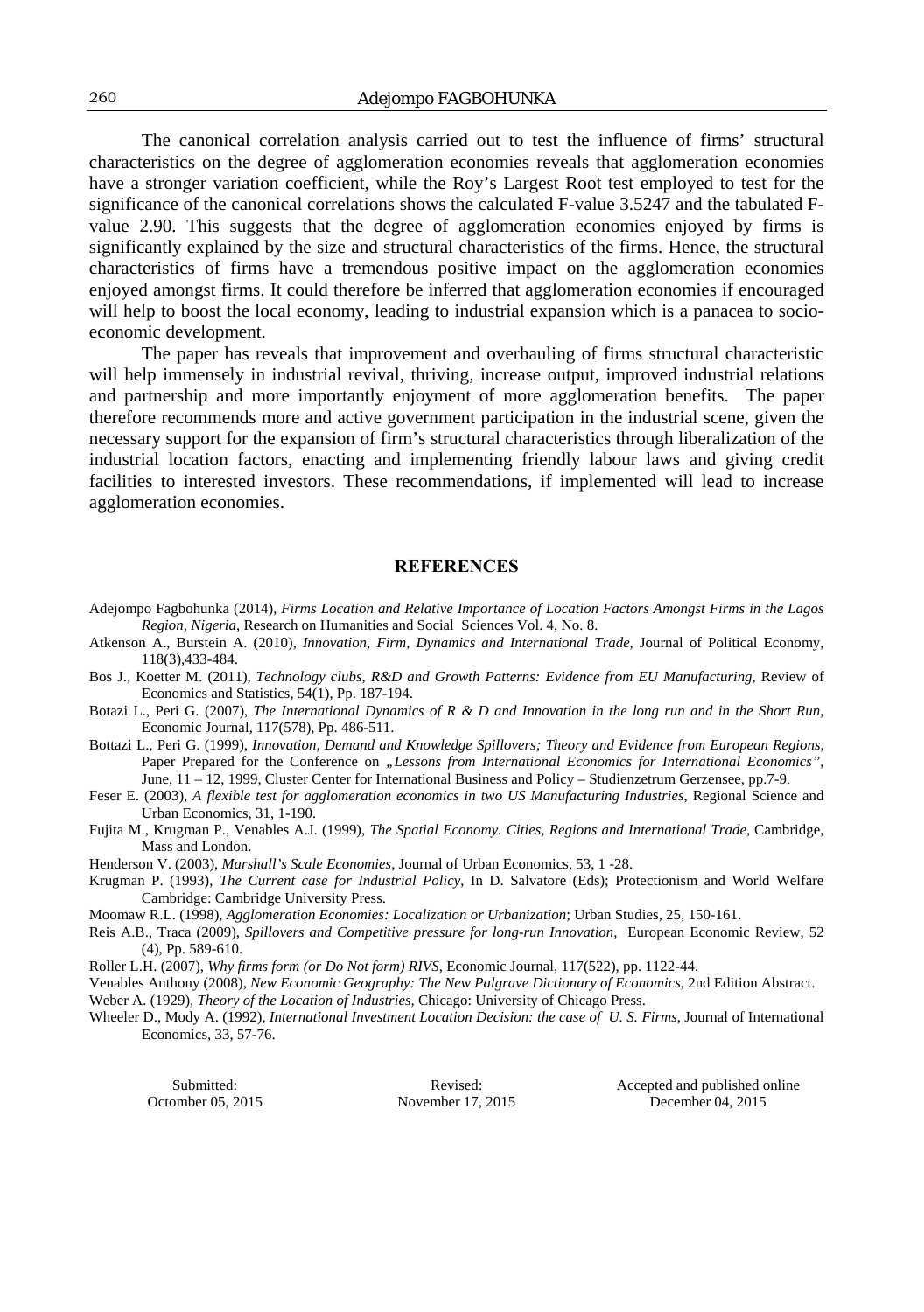The canonical correlation analysis carried out to test the influence of firms' structural characteristics on the degree of agglomeration economies reveals that agglomeration economies have a stronger variation coefficient, while the Roy's Largest Root test employed to test for the significance of the canonical correlations shows the calculated F-value 3.5247 and the tabulated F-value 2.90. This suggests that the degree of agglomeration economies enjoyed by firms is significantly explained by the size and structural characteristics of the firms. Hence, the structural characteristics of firms have a tremendous positive impact on the agglomeration economies enjoyed amongst firms. It could therefore be inferred that agglomeration economies if encouraged will help to boost the local economy, leading to industrial expansion which is a panacea to socio-economic development.

The paper has reveals that improvement and overhauling of firms structural characteristic will help immensely in industrial revival, thriving, increase output, improved industrial relations and partnership and more importantly enjoyment of more agglomeration benefits. The paper therefore recommends more and active government participation in the industrial scene, given the necessary support for the expansion of firm's structural characteristics through liberalization of the industrial location factors, enacting and implementing friendly labour laws and giving credit facilities to interested investors. These recommendations, if implemented will lead to increase agglomeration economies.

## REFERENCES

Adejompo Fagbohunka (2014), *Firms Location and Relative Importance of Location Factors Amongst Firms in the Lagos Region, Nigeria*, Research on Humanities and Social Sciences Vol. 4, No. 8.

Atkenson A., Burstein A. (2010), *Innovation, Firm, Dynamics and International Trade*, Journal of Political Economy, 118(3),433-484.

Bos J., Koetter M. (2011), *Technology clubs, R&D and Growth Patterns: Evidence from EU Manufacturing*, Review of Economics and Statistics, 54(1), Pp. 187-194.

Botazi L., Peri G. (2007), *The International Dynamics of R & D and Innovation in the long run and in the Short Run*, Economic Journal, 117(578), Pp. 486-511.

Bottazi L., Peri G. (1999), *Innovation, Demand and Knowledge Spillovers; Theory and Evidence from European Regions*, Paper Prepared for the Conference on „*Lessons from International Economics for International Economics"*, June, 11 – 12, 1999, Cluster Center for International Business and Policy – Studienzetrum Gerzensee, pp.7-9.

Feser E. (2003), *A flexible test for agglomeration economics in two US Manufacturing Industries*, Regional Science and Urban Economics, 31, 1-190.

Fujita M., Krugman P., Venables A.J. (1999), *The Spatial Economy. Cities, Regions and International Trade*, Cambridge, Mass and London.

Henderson V. (2003), *Marshall's Scale Economies*, Journal of Urban Economics, 53, 1 -28.

Krugman P. (1993), *The Current case for Industrial Policy*, In D. Salvatore (Eds); Protectionism and World Welfare Cambridge: Cambridge University Press.

Moomaw R.L. (1998), *Agglomeration Economies: Localization or Urbanization*; Urban Studies, 25, 150-161.

Reis A.B., Traca (2009), *Spillovers and Competitive pressure for long-run Innovation*, European Economic Review, 52 (4), Pp. 589-610.

Roller L.H. (2007), *Why firms form (or Do Not form) RIVS*, Economic Journal, 117(522), pp. 1122-44.

Venables Anthony (2008), *New Economic Geography: The New Palgrave Dictionary of Economics*, 2nd Edition Abstract.

Weber A. (1929), *Theory of the Location of Industries*, Chicago: University of Chicago Press.

Wheeler D., Mody A. (1992), *International Investment Location Decision: the case of U. S. Firms*, Journal of International Economics, 33, 57-76.

Submitted: Octomber 05, 2015

Revised: November 17, 2015

Accepted and published online December 04, 2015